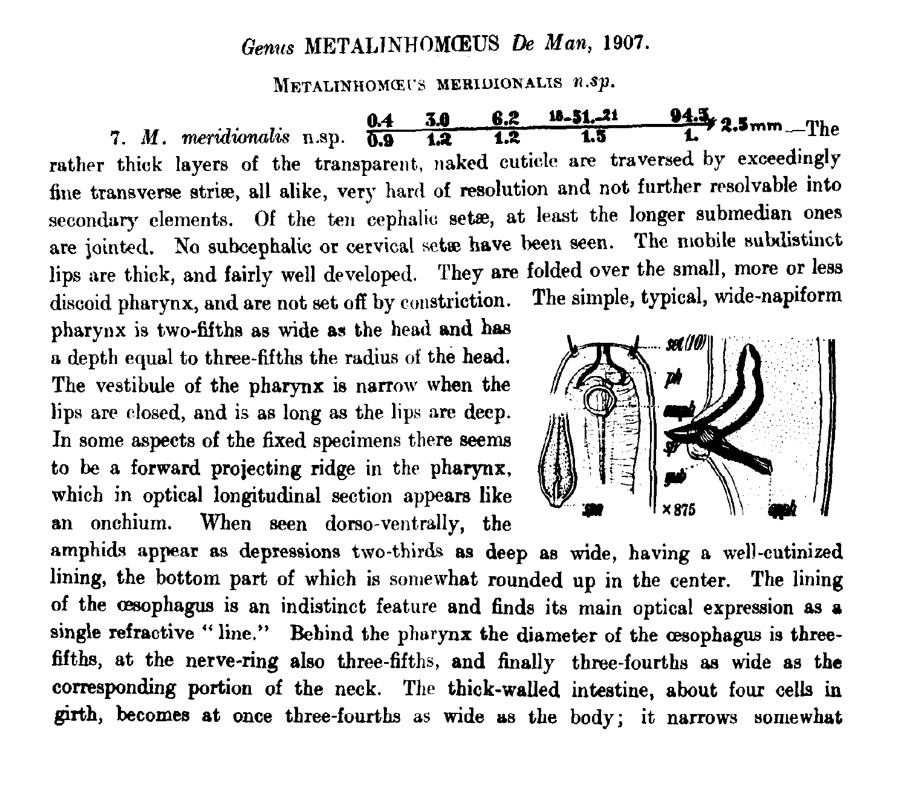## Genus METALINHOMŒUS *De Man*, 1907.

### METALINHOMŒUS MERIDIONALIS *n.sp.*

7. *M. meridionalis* n.sp. $\frac{0.4}{0.9}$ $\frac{3.0}{1.2}$ $\frac{6.2}{1.2}$ $\frac{18.\text{-}51.\text{-}21}{1.5}$ $\frac{94.3}{1.}$ 2.5mm.—The rather thick layers of the transparent, naked cuticle are traversed by exceedingly fine transverse striæ, all alike, very hard of resolution and not further resolvable into secondary elements. Of the ten cephalic setæ, at least the longer submedian ones are jointed. No subcephalic or cervical setæ have been seen. The mobile subdistinct lips are thick, and fairly well developed. They are folded over the small, more or less discoid pharynx, and are not set off by constriction. The simple, typical, wide-napiform pharynx is two-fifths as wide as the head and has a depth equal to three-fifths the radius of the head. The vestibule of the pharynx is narrow when the lips are closed, and is as long as the lips are deep. In some aspects of the fixed specimens there seems to be a forward projecting ridge in the pharynx, which in optical longitudinal section appears like an onchium. When seen dorso-ventrally, the amphids appear as depressions two-thirds as deep as wide, having a well-cutinized lining, the bottom part of which is somewhat rounded up in the center. The lining of the œsophagus is an indistinct feature and finds its main optical expression as a single refractive "line." Behind the pharynx the diameter of the œsophagus is three-fifths, at the nerve-ring also three-fifths, and finally three-fourths as wide as the corresponding portion of the neck. The thick-walled intestine, about four cells in girth, becomes at once three-fourths as wide as the body; it narrows somewhat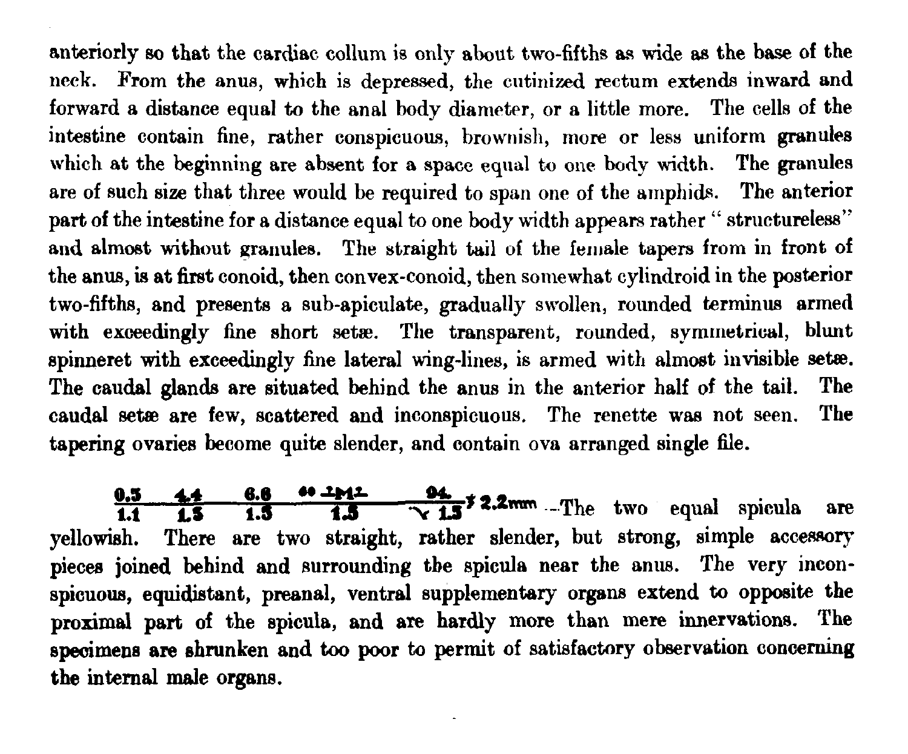anteriorly so that the cardiac collum is only about two-fifths as wide as the base of the neck. From the anus, which is depressed, the cutinized rectum extends inward and forward a distance equal to the anal body diameter, or a little more. The cells of the intestine contain fine, rather conspicuous, brownish, more or less uniform granules which at the beginning are absent for a space equal to one body width. The granules are of such size that three would be required to span one of the amphids. The anterior part of the intestine for a distance equal to one body width appears rather "structureless" and almost without granules. The straight tail of the female tapers from in front of the anus, is at first conoid, then convex-conoid, then somewhat cylindroid in the posterior two-fifths, and presents a sub-apiculate, gradually swollen, rounded terminus armed with exceedingly fine short setæ. The transparent, rounded, symmetrical, blunt spinneret with exceedingly fine lateral wing-lines, is armed with almost invisible setæ. The caudal glands are situated behind the anus in the anterior half of the tail. The caudal setæ are few, scattered and inconspicuous. The renette was not seen. The tapering ovaries become quite slender, and contain ova arranged single file.

$\frac{0.5}{1.1}\ \frac{4.4}{1.5}\ \frac{6.6}{1.5}\ \frac{40\ ^{M}\ 1.2}{1.5}\ \frac{94.}{1.5}$ ♂ 2.2mm —The two equal spicula are yellowish. There are two straight, rather slender, but strong, simple accessory pieces joined behind and surrounding the spicula near the anus. The very inconspicuous, equidistant, preanal, ventral supplementary organs extend to opposite the proximal part of the spicula, and are hardly more than mere innervations. The specimens are shrunken and too poor to permit of satisfactory observation concerning the internal male organs.